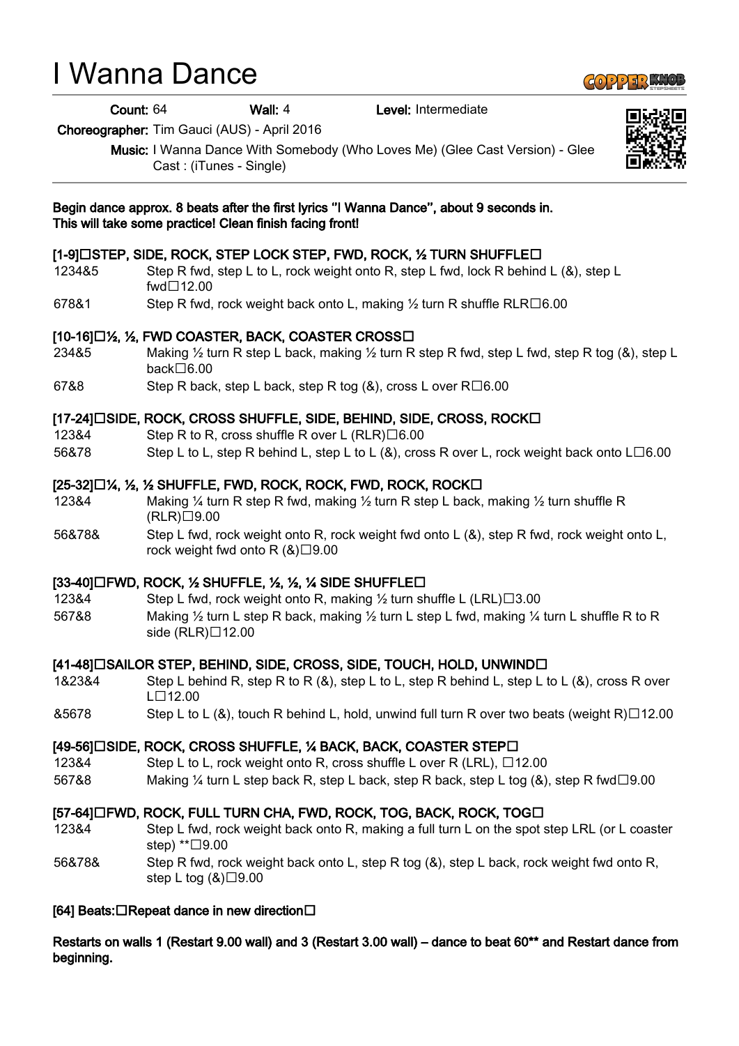# I Wanna Dance

**Count:** 64 **Wall:** 4 **Level:** Intermediate

**Choreographer:** Tim Gauci (AUS) - April 2016

**Music:** I Wanna Dance With Somebody (Who Loves Me) (Glee Cast Version) - Glee Cast : (iTunes - Single)

**Begin dance approx. 8 beats after the first lyrics "I Wanna Dance", about 9 seconds in.**
**This will take some practice! Clean finish facing front!**

**[1-9] STEP, SIDE, ROCK, STEP LOCK STEP, FWD, ROCK, ½ TURN SHUFFLE**

| | |
|---|---|
| 1234&5 | Step R fwd, step L to L, rock weight onto R, step L fwd, lock R behind L (&), step L fwd 12.00 |
| 678&1 | Step R fwd, rock weight back onto L, making ½ turn R shuffle RLR 6.00 |

**[10-16] ½, ½, FWD COASTER, BACK, COASTER CROSS**

| | |
|---|---|
| 234&5 | Making ½ turn R step L back, making ½ turn R step R fwd, step L fwd, step R tog (&), step L back 6.00 |
| 67&8 | Step R back, step L back, step R tog (&), cross L over R 6.00 |

**[17-24] SIDE, ROCK, CROSS SHUFFLE, SIDE, BEHIND, SIDE, CROSS, ROCK**

| | |
|---|---|
| 123&4 | Step R to R, cross shuffle R over L (RLR) 6.00 |
| 56&78 | Step L to L, step R behind L, step L to L (&), cross R over L, rock weight back onto L 6.00 |

**[25-32] ¼, ½, ½ SHUFFLE, FWD, ROCK, ROCK, FWD, ROCK, ROCK**

| | |
|---|---|
| 123&4 | Making ¼ turn R step R fwd, making ½ turn R step L back, making ½ turn shuffle R (RLR) 9.00 |
| 56&78& | Step L fwd, rock weight onto R, rock weight fwd onto L (&), step R fwd, rock weight onto L, rock weight fwd onto R (&) 9.00 |

**[33-40] FWD, ROCK, ½ SHUFFLE, ½, ½, ¼ SIDE SHUFFLE**

| | |
|---|---|
| 123&4 | Step L fwd, rock weight onto R, making ½ turn shuffle L (LRL) 3.00 |
| 567&8 | Making ½ turn L step R back, making ½ turn L step L fwd, making ¼ turn L shuffle R to R side (RLR) 12.00 |

**[41-48] SAILOR STEP, BEHIND, SIDE, CROSS, SIDE, TOUCH, HOLD, UNWIND**

| | |
|---|---|
| 1&23&4 | Step L behind R, step R to R (&), step L to L, step R behind L, step L to L (&), cross R over L 12.00 |
| &5678 | Step L to L (&), touch R behind L, hold, unwind full turn R over two beats (weight R) 12.00 |

**[49-56] SIDE, ROCK, CROSS SHUFFLE, ¼ BACK, BACK, COASTER STEP**

| | |
|---|---|
| 123&4 | Step L to L, rock weight onto R, cross shuffle L over R (LRL), 12.00 |
| 567&8 | Making ¼ turn L step back R, step L back, step R back, step L tog (&), step R fwd 9.00 |

**[57-64] FWD, ROCK, FULL TURN CHA, FWD, ROCK, TOG, BACK, ROCK, TOG**

| | |
|---|---|
| 123&4 | Step L fwd, rock weight back onto R, making a full turn L on the spot step LRL (or L coaster step) ** 9.00 |
| 56&78& | Step R fwd, rock weight back onto L, step R tog (&), step L back, rock weight fwd onto R, step L tog (&) 9.00 |

**[64] Beats: Repeat dance in new direction**

**Restarts on walls 1 (Restart 9.00 wall) and 3 (Restart 3.00 wall) – dance to beat 60** and Restart dance from beginning.**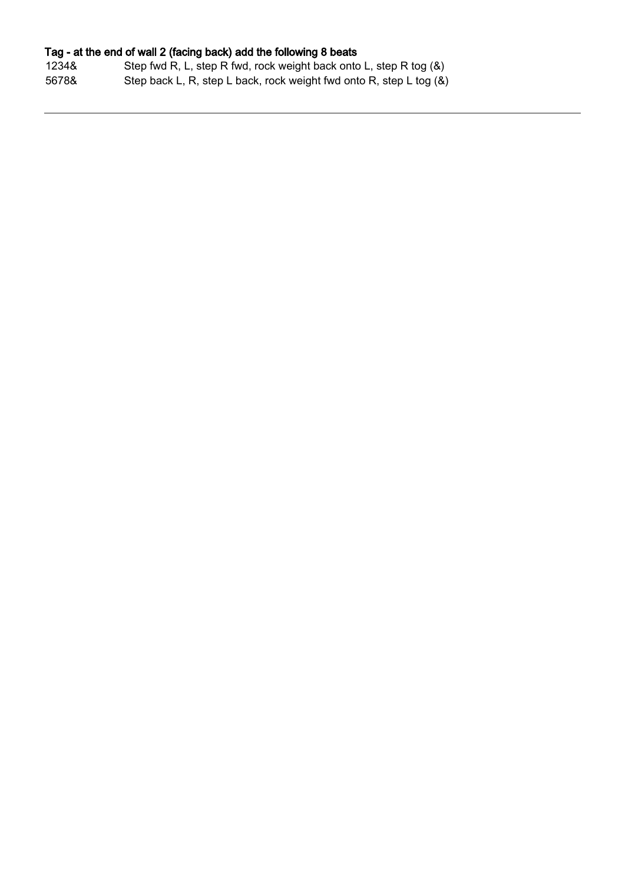**Tag - at the end of wall 2 (facing back) add the following 8 beats**

| | |
|---|---|
| 1234& | Step fwd R, L, step R fwd, rock weight back onto L, step R tog (&) |
| 5678& | Step back L, R, step L back, rock weight fwd onto R, step L tog (&) |

---